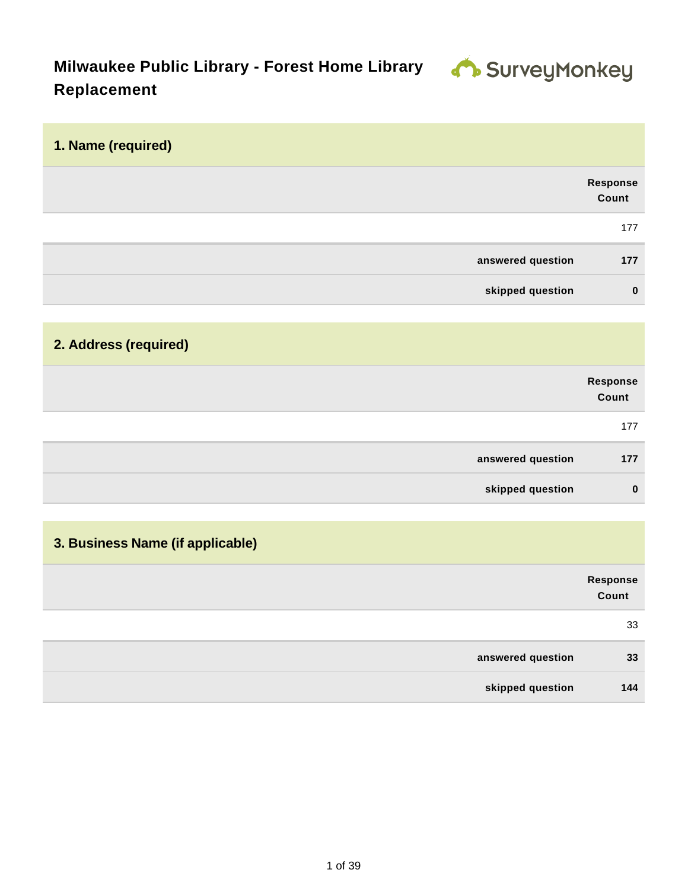# Milwaukee Public Library - Forest Home Library Replacement

## 1. Name (required)

| | Response Count |
|---|---|
| | 177 |
| answered question | 177 |
| skipped question | 0 |

## 2. Address (required)

| | Response Count |
|---|---|
| | 177 |
| answered question | 177 |
| skipped question | 0 |

## 3. Business Name (if applicable)

| | Response Count |
|---|---|
| | 33 |
| answered question | 33 |
| skipped question | 144 |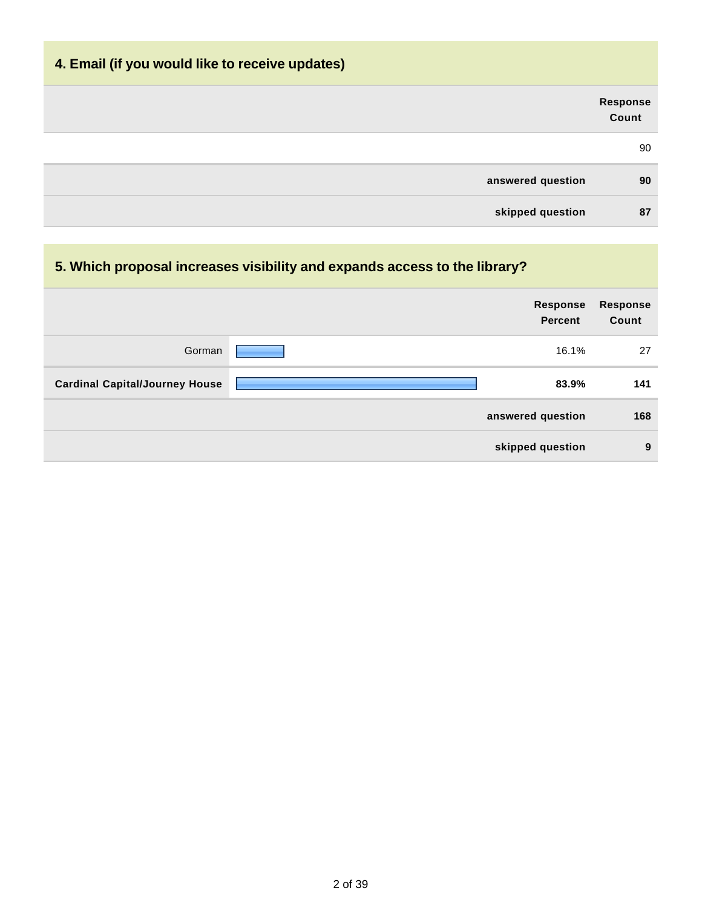## 4. Email (if you would like to receive updates)

| | Response Count |
|---|---|
| | 90 |
| **answered question** | **90** |
| **skipped question** | **87** |

## 5. Which proposal increases visibility and expands access to the library?

| | Response Percent | Response Count |
|---|---|---|
| Gorman | 16.1% | 27 |
| **Cardinal Capital/Journey House** | **83.9%** | **141** |
| **answered question** | | **168** |
| **skipped question** | | **9** |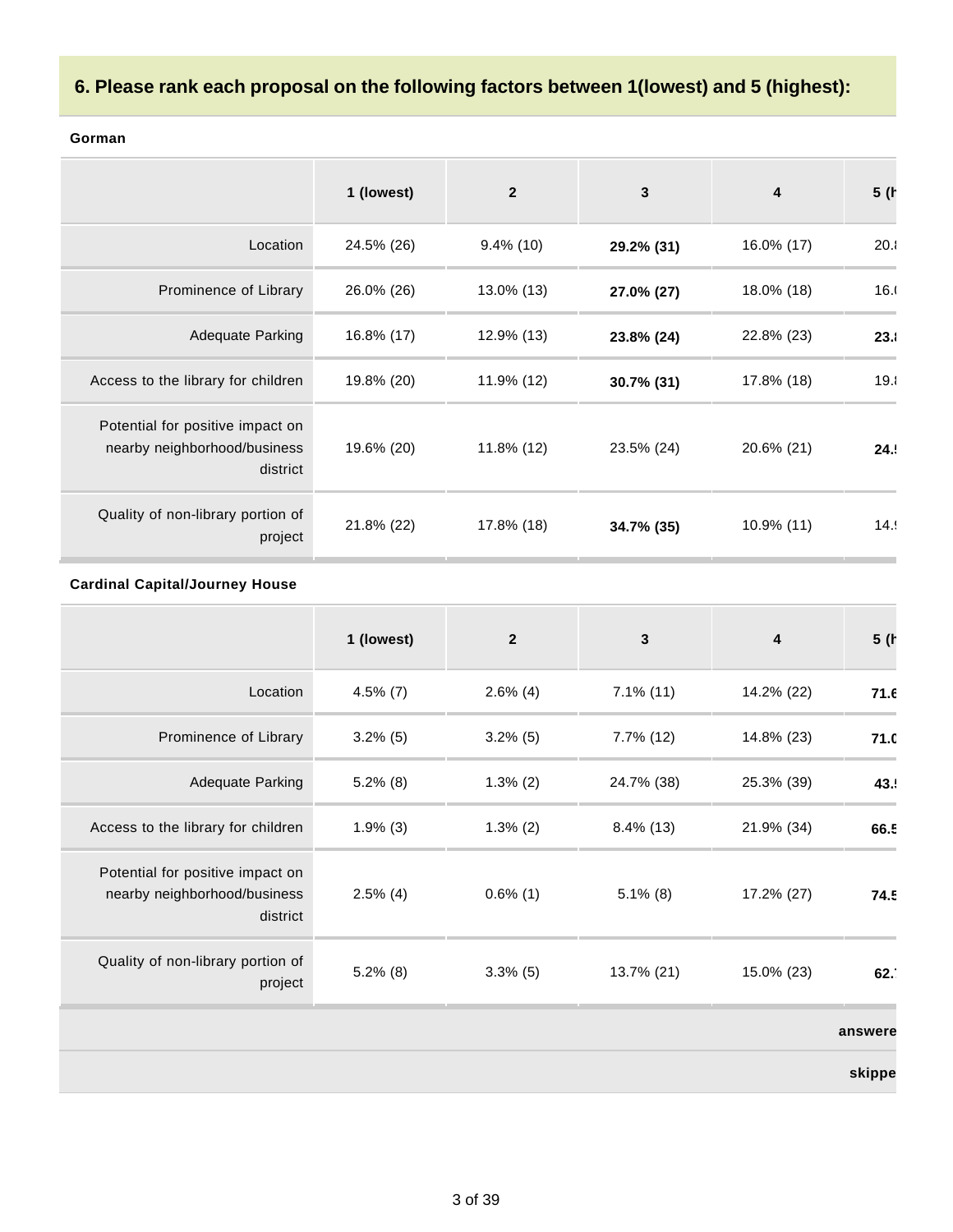## 6. Please rank each proposal on the following factors between 1(lowest) and 5 (highest):

**Gorman**

| | 1 (lowest) | 2 | 3 | 4 | 5 (h |
|---|---|---|---|---|---|
| Location | 24.5% (26) | 9.4% (10) | **29.2% (31)** | 16.0% (17) | 20.8 |
| Prominence of Library | 26.0% (26) | 13.0% (13) | **27.0% (27)** | 18.0% (18) | 16.0 |
| Adequate Parking | 16.8% (17) | 12.9% (13) | **23.8% (24)** | 22.8% (23) | **23.8** |
| Access to the library for children | 19.8% (20) | 11.9% (12) | **30.7% (31)** | 17.8% (18) | 19.8 |
| Potential for positive impact on nearby neighborhood/business district | 19.6% (20) | 11.8% (12) | 23.5% (24) | 20.6% (21) | **24.5** |
| Quality of non-library portion of project | 21.8% (22) | 17.8% (18) | **34.7% (35)** | 10.9% (11) | 14.9 |

**Cardinal Capital/Journey House**

| | 1 (lowest) | 2 | 3 | 4 | 5 (h |
|---|---|---|---|---|---|
| Location | 4.5% (7) | 2.6% (4) | 7.1% (11) | 14.2% (22) | **71.6** |
| Prominence of Library | 3.2% (5) | 3.2% (5) | 7.7% (12) | 14.8% (23) | **71.0** |
| Adequate Parking | 5.2% (8) | 1.3% (2) | 24.7% (38) | 25.3% (39) | **43.5** |
| Access to the library for children | 1.9% (3) | 1.3% (2) | 8.4% (13) | 21.9% (34) | **66.5** |
| Potential for positive impact on nearby neighborhood/business district | 2.5% (4) | 0.6% (1) | 5.1% (8) | 17.2% (27) | **74.5** |
| Quality of non-library portion of project | 5.2% (8) | 3.3% (5) | 13.7% (21) | 15.0% (23) | **62.7** |
| | | | | | **answere** |
| | | | | | **skippe** |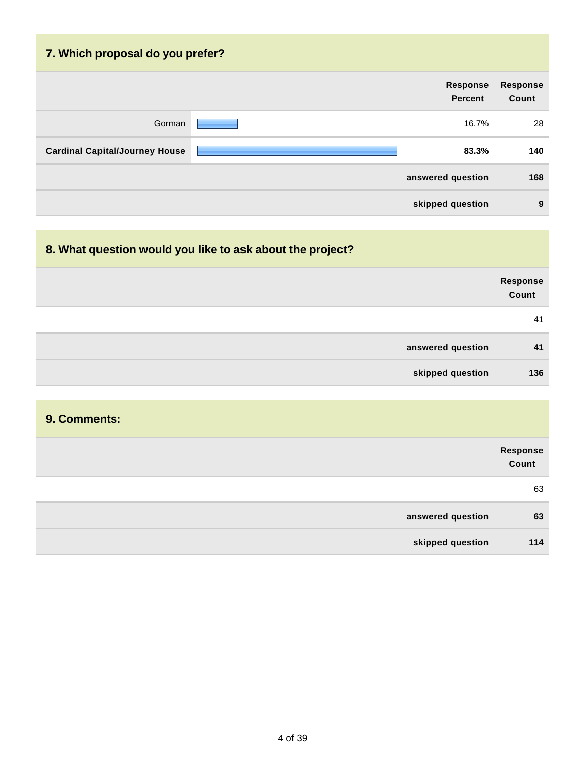### 7. Which proposal do you prefer?

| | Response Percent | Response Count |
|---|---|---|
| Gorman | 16.7% | 28 |
| **Cardinal Capital/Journey House** | **83.3%** | **140** |
| | **answered question** | **168** |
| | **skipped question** | **9** |

### 8. What question would you like to ask about the project?

| | Response Count |
|---|---|
| | 41 |
| **answered question** | **41** |
| **skipped question** | **136** |

### 9. Comments:

| | Response Count |
|---|---|
| | 63 |
| **answered question** | **63** |
| **skipped question** | **114** |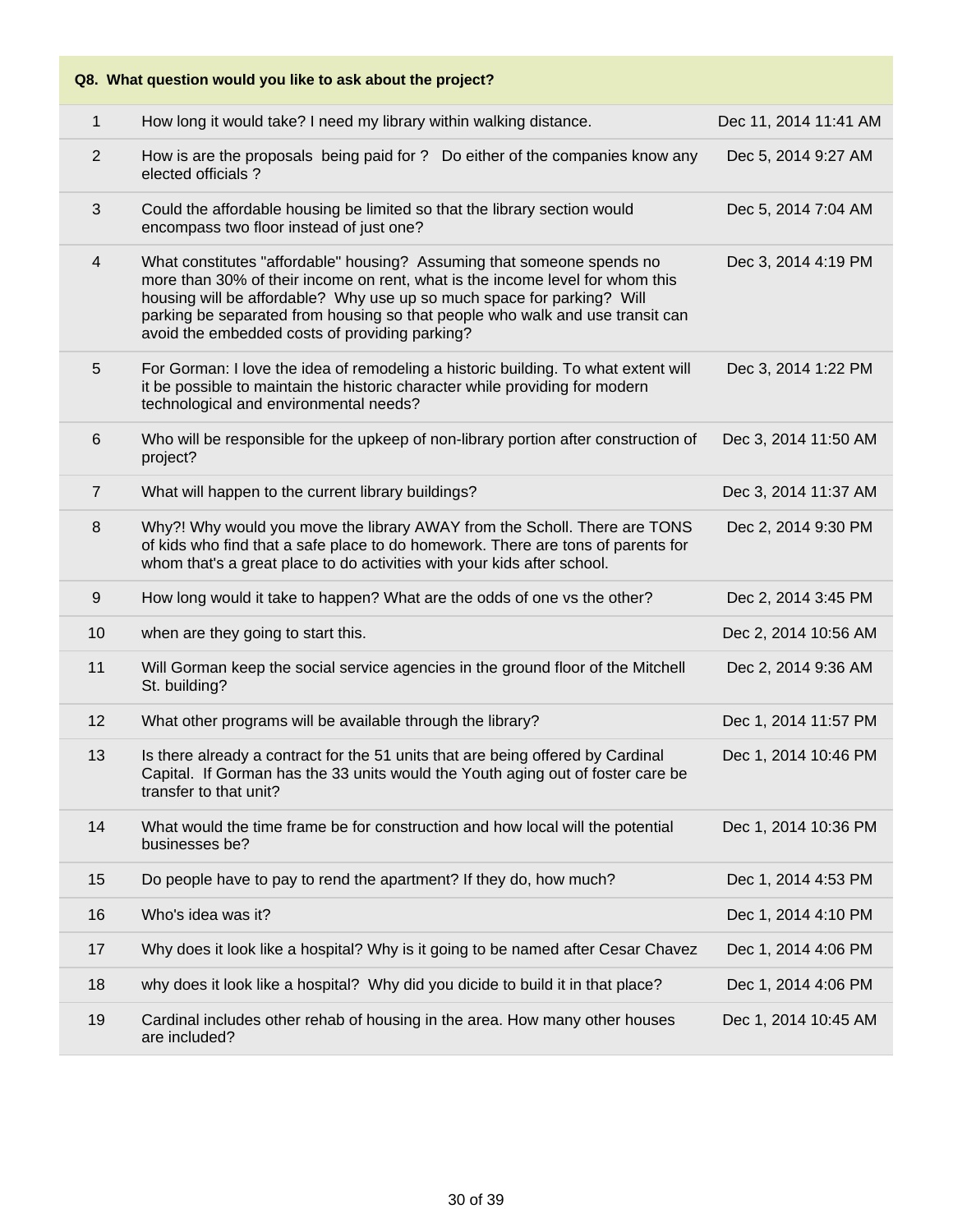| Q8. What question would you like to ask about the project? | | |
|---|---|---|
| 1 | How long it would take? I need my library within walking distance. | Dec 11, 2014 11:41 AM |
| 2 | How is are the proposals being paid for ? Do either of the companies know any elected officials ? | Dec 5, 2014 9:27 AM |
| 3 | Could the affordable housing be limited so that the library section would encompass two floor instead of just one? | Dec 5, 2014 7:04 AM |
| 4 | What constitutes "affordable" housing? Assuming that someone spends no more than 30% of their income on rent, what is the income level for whom this housing will be affordable? Why use up so much space for parking? Will parking be separated from housing so that people who walk and use transit can avoid the embedded costs of providing parking? | Dec 3, 2014 4:19 PM |
| 5 | For Gorman: I love the idea of remodeling a historic building. To what extent will it be possible to maintain the historic character while providing for modern technological and environmental needs? | Dec 3, 2014 1:22 PM |
| 6 | Who will be responsible for the upkeep of non-library portion after construction of project? | Dec 3, 2014 11:50 AM |
| 7 | What will happen to the current library buildings? | Dec 3, 2014 11:37 AM |
| 8 | Why?! Why would you move the library AWAY from the Scholl. There are TONS of kids who find that a safe place to do homework. There are tons of parents for whom that's a great place to do activities with your kids after school. | Dec 2, 2014 9:30 PM |
| 9 | How long would it take to happen? What are the odds of one vs the other? | Dec 2, 2014 3:45 PM |
| 10 | when are they going to start this. | Dec 2, 2014 10:56 AM |
| 11 | Will Gorman keep the social service agencies in the ground floor of the Mitchell St. building? | Dec 2, 2014 9:36 AM |
| 12 | What other programs will be available through the library? | Dec 1, 2014 11:57 PM |
| 13 | Is there already a contract for the 51 units that are being offered by Cardinal Capital. If Gorman has the 33 units would the Youth aging out of foster care be transfer to that unit? | Dec 1, 2014 10:46 PM |
| 14 | What would the time frame be for construction and how local will the potential businesses be? | Dec 1, 2014 10:36 PM |
| 15 | Do people have to pay to rend the apartment? If they do, how much? | Dec 1, 2014 4:53 PM |
| 16 | Who's idea was it? | Dec 1, 2014 4:10 PM |
| 17 | Why does it look like a hospital? Why is it going to be named after Cesar Chavez | Dec 1, 2014 4:06 PM |
| 18 | why does it look like a hospital? Why did you dicide to build it in that place? | Dec 1, 2014 4:06 PM |
| 19 | Cardinal includes other rehab of housing in the area. How many other houses are included? | Dec 1, 2014 10:45 AM |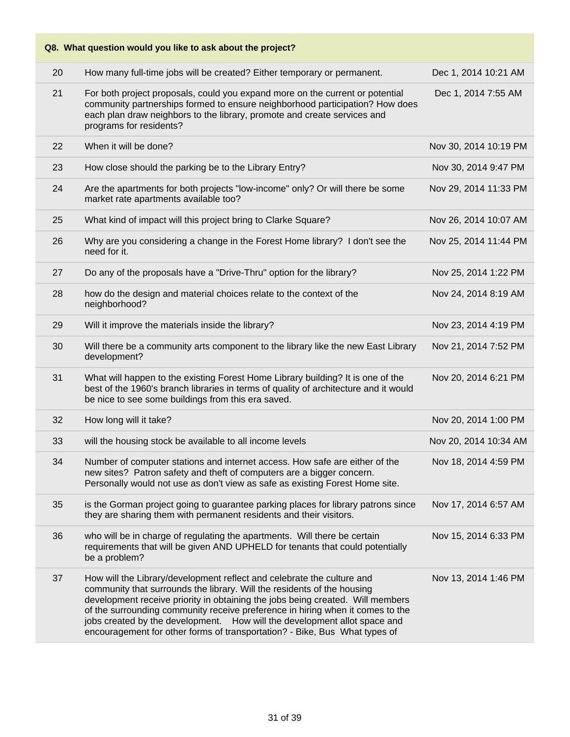| Q8. What question would you like to ask about the project? | | |
|---|---|---|
| 20 | How many full-time jobs will be created? Either temporary or permanent. | Dec 1, 2014 10:21 AM |
| 21 | For both project proposals, could you expand more on the current or potential community partnerships formed to ensure neighborhood participation? How does each plan draw neighbors to the library, promote and create services and programs for residents? | Dec 1, 2014 7:55 AM |
| 22 | When it will be done? | Nov 30, 2014 10:19 PM |
| 23 | How close should the parking be to the Library Entry? | Nov 30, 2014 9:47 PM |
| 24 | Are the apartments for both projects "low-income" only? Or will there be some market rate apartments available too? | Nov 29, 2014 11:33 PM |
| 25 | What kind of impact will this project bring to Clarke Square? | Nov 26, 2014 10:07 AM |
| 26 | Why are you considering a change in the Forest Home library? I don't see the need for it. | Nov 25, 2014 11:44 PM |
| 27 | Do any of the proposals have a "Drive-Thru" option for the library? | Nov 25, 2014 1:22 PM |
| 28 | how do the design and material choices relate to the context of the neighborhood? | Nov 24, 2014 8:19 AM |
| 29 | Will it improve the materials inside the library? | Nov 23, 2014 4:19 PM |
| 30 | Will there be a community arts component to the library like the new East Library development? | Nov 21, 2014 7:52 PM |
| 31 | What will happen to the existing Forest Home Library building? It is one of the best of the 1960's branch libraries in terms of quality of architecture and it would be nice to see some buildings from this era saved. | Nov 20, 2014 6:21 PM |
| 32 | How long will it take? | Nov 20, 2014 1:00 PM |
| 33 | will the housing stock be available to all income levels | Nov 20, 2014 10:34 AM |
| 34 | Number of computer stations and internet access. How safe are either of the new sites? Patron safety and theft of computers are a bigger concern. Personally would not use as don't view as safe as existing Forest Home site. | Nov 18, 2014 4:59 PM |
| 35 | is the Gorman project going to guarantee parking places for library patrons since they are sharing them with permanent residents and their visitors. | Nov 17, 2014 6:57 AM |
| 36 | who will be in charge of regulating the apartments. Will there be certain requirements that will be given AND UPHELD for tenants that could potentially be a problem? | Nov 15, 2014 6:33 PM |
| 37 | How will the Library/development reflect and celebrate the culture and community that surrounds the library. Will the residents of the housing development receive priority in obtaining the jobs being created. Will members of the surrounding community receive preference in hiring when it comes to the jobs created by the development. How will the development allot space and encouragement for other forms of transportation? - Bike, Bus What types of | Nov 13, 2014 1:46 PM |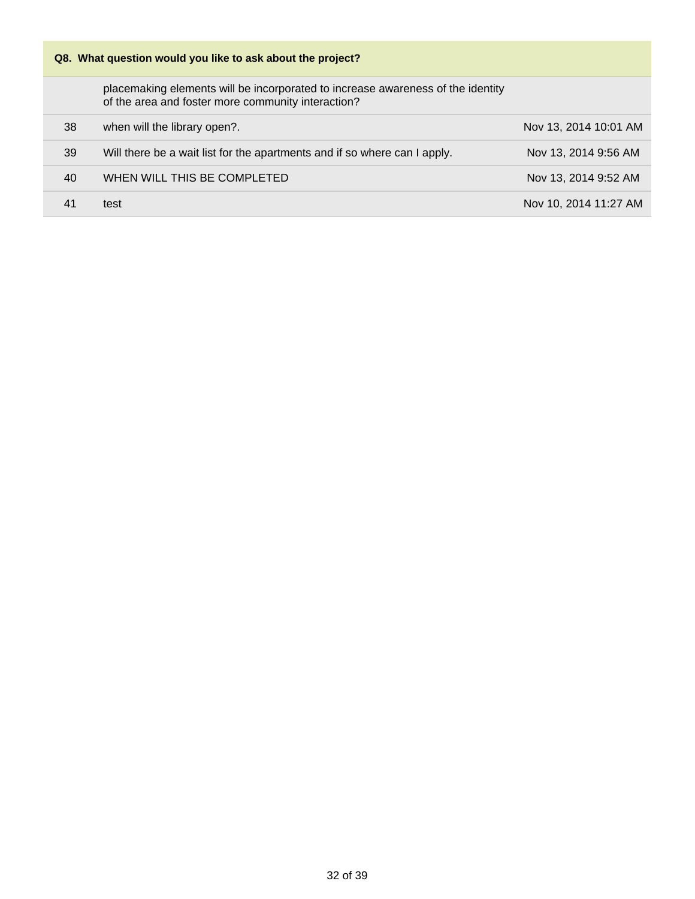**Q8. What question would you like to ask about the project?**

| | | |
|---|---|---|
| | placemaking elements will be incorporated to increase awareness of the identity of the area and foster more community interaction? | |
| 38 | when will the library open?. | Nov 13, 2014 10:01 AM |
| 39 | Will there be a wait list for the apartments and if so where can I apply. | Nov 13, 2014 9:56 AM |
| 40 | WHEN WILL THIS BE COMPLETED | Nov 13, 2014 9:52 AM |
| 41 | test | Nov 10, 2014 11:27 AM |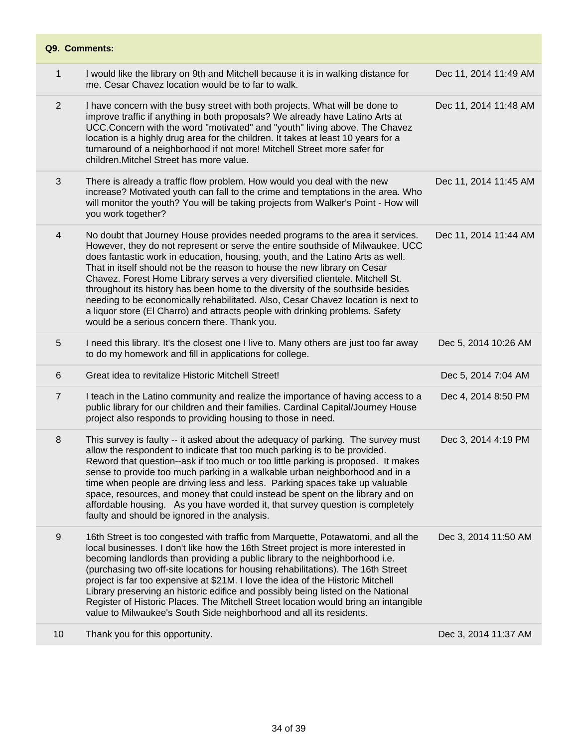| Q9. Comments: | | |
|---|---|---|
| 1 | I would like the library on 9th and Mitchell because it is in walking distance for me. Cesar Chavez location would be to far to walk. | Dec 11, 2014 11:49 AM |
| 2 | I have concern with the busy street with both projects. What will be done to improve traffic if anything in both proposals? We already have Latino Arts at UCC.Concern with the word "motivated" and "youth" living above. The Chavez location is a highly drug area for the children. It takes at least 10 years for a turnaround of a neighborhood if not more! Mitchell Street more safer for children.Mitchel Street has more value. | Dec 11, 2014 11:48 AM |
| 3 | There is already a traffic flow problem. How would you deal with the new increase? Motivated youth can fall to the crime and temptations in the area. Who will monitor the youth? You will be taking projects from Walker's Point - How will you work together? | Dec 11, 2014 11:45 AM |
| 4 | No doubt that Journey House provides needed programs to the area it services. However, they do not represent or serve the entire southside of Milwaukee. UCC does fantastic work in education, housing, youth, and the Latino Arts as well. That in itself should not be the reason to house the new library on Cesar Chavez. Forest Home Library serves a very diversified clientele. Mitchell St. throughout its history has been home to the diversity of the southside besides needing to be economically rehabilitated. Also, Cesar Chavez location is next to a liquor store (El Charro) and attracts people with drinking problems. Safety would be a serious concern there. Thank you. | Dec 11, 2014 11:44 AM |
| 5 | I need this library. It's the closest one I live to. Many others are just too far away to do my homework and fill in applications for college. | Dec 5, 2014 10:26 AM |
| 6 | Great idea to revitalize Historic Mitchell Street! | Dec 5, 2014 7:04 AM |
| 7 | I teach in the Latino community and realize the importance of having access to a public library for our children and their families. Cardinal Capital/Journey House project also responds to providing housing to those in need. | Dec 4, 2014 8:50 PM |
| 8 | This survey is faulty -- it asked about the adequacy of parking. The survey must allow the respondent to indicate that too much parking is to be provided. Reword that question--ask if too much or too little parking is proposed. It makes sense to provide too much parking in a walkable urban neighborhood and in a time when people are driving less and less. Parking spaces take up valuable space, resources, and money that could instead be spent on the library and on affordable housing. As you have worded it, that survey question is completely faulty and should be ignored in the analysis. | Dec 3, 2014 4:19 PM |
| 9 | 16th Street is too congested with traffic from Marquette, Potawatomi, and all the local businesses. I don't like how the 16th Street project is more interested in becoming landlords than providing a public library to the neighborhood i.e. (purchasing two off-site locations for housing rehabilitations). The 16th Street project is far too expensive at $21M. I love the idea of the Historic Mitchell Library preserving an historic edifice and possibly being listed on the National Register of Historic Places. The Mitchell Street location would bring an intangible value to Milwaukee's South Side neighborhood and all its residents. | Dec 3, 2014 11:50 AM |
| 10 | Thank you for this opportunity. | Dec 3, 2014 11:37 AM |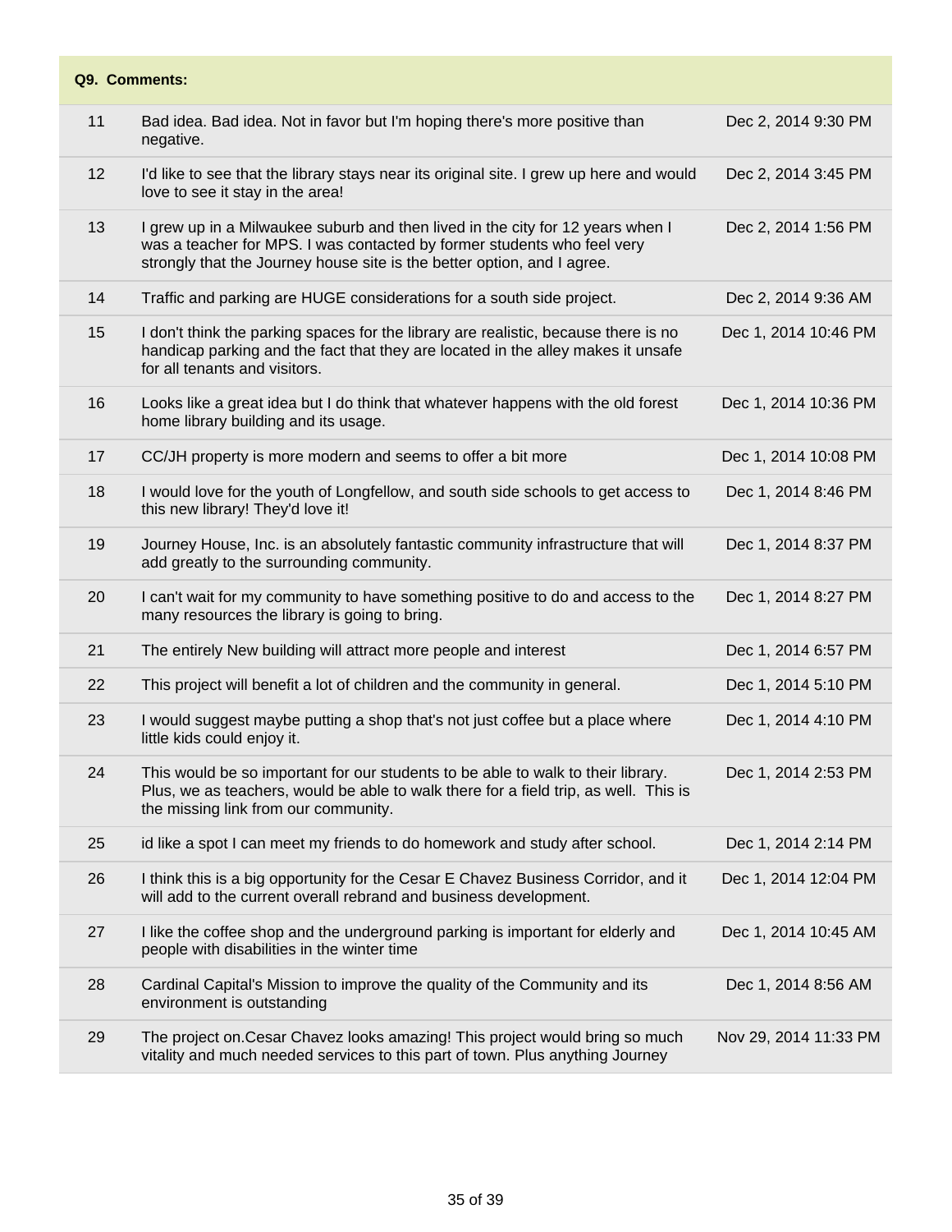| Q9. Comments: | | |
|---|---|---|
| 11 | Bad idea. Bad idea. Not in favor but I'm hoping there's more positive than negative. | Dec 2, 2014 9:30 PM |
| 12 | I'd like to see that the library stays near its original site. I grew up here and would love to see it stay in the area! | Dec 2, 2014 3:45 PM |
| 13 | I grew up in a Milwaukee suburb and then lived in the city for 12 years when I was a teacher for MPS. I was contacted by former students who feel very strongly that the Journey house site is the better option, and I agree. | Dec 2, 2014 1:56 PM |
| 14 | Traffic and parking are HUGE considerations for a south side project. | Dec 2, 2014 9:36 AM |
| 15 | I don't think the parking spaces for the library are realistic, because there is no handicap parking and the fact that they are located in the alley makes it unsafe for all tenants and visitors. | Dec 1, 2014 10:46 PM |
| 16 | Looks like a great idea but I do think that whatever happens with the old forest home library building and its usage. | Dec 1, 2014 10:36 PM |
| 17 | CC/JH property is more modern and seems to offer a bit more | Dec 1, 2014 10:08 PM |
| 18 | I would love for the youth of Longfellow, and south side schools to get access to this new library! They'd love it! | Dec 1, 2014 8:46 PM |
| 19 | Journey House, Inc. is an absolutely fantastic community infrastructure that will add greatly to the surrounding community. | Dec 1, 2014 8:37 PM |
| 20 | I can't wait for my community to have something positive to do and access to the many resources the library is going to bring. | Dec 1, 2014 8:27 PM |
| 21 | The entirely New building will attract more people and interest | Dec 1, 2014 6:57 PM |
| 22 | This project will benefit a lot of children and the community in general. | Dec 1, 2014 5:10 PM |
| 23 | I would suggest maybe putting a shop that's not just coffee but a place where little kids could enjoy it. | Dec 1, 2014 4:10 PM |
| 24 | This would be so important for our students to be able to walk to their library. Plus, we as teachers, would be able to walk there for a field trip, as well. This is the missing link from our community. | Dec 1, 2014 2:53 PM |
| 25 | id like a spot I can meet my friends to do homework and study after school. | Dec 1, 2014 2:14 PM |
| 26 | I think this is a big opportunity for the Cesar E Chavez Business Corridor, and it will add to the current overall rebrand and business development. | Dec 1, 2014 12:04 PM |
| 27 | I like the coffee shop and the underground parking is important for elderly and people with disabilities in the winter time | Dec 1, 2014 10:45 AM |
| 28 | Cardinal Capital's Mission to improve the quality of the Community and its environment is outstanding | Dec 1, 2014 8:56 AM |
| 29 | The project on.Cesar Chavez looks amazing! This project would bring so much vitality and much needed services to this part of town. Plus anything Journey | Nov 29, 2014 11:33 PM |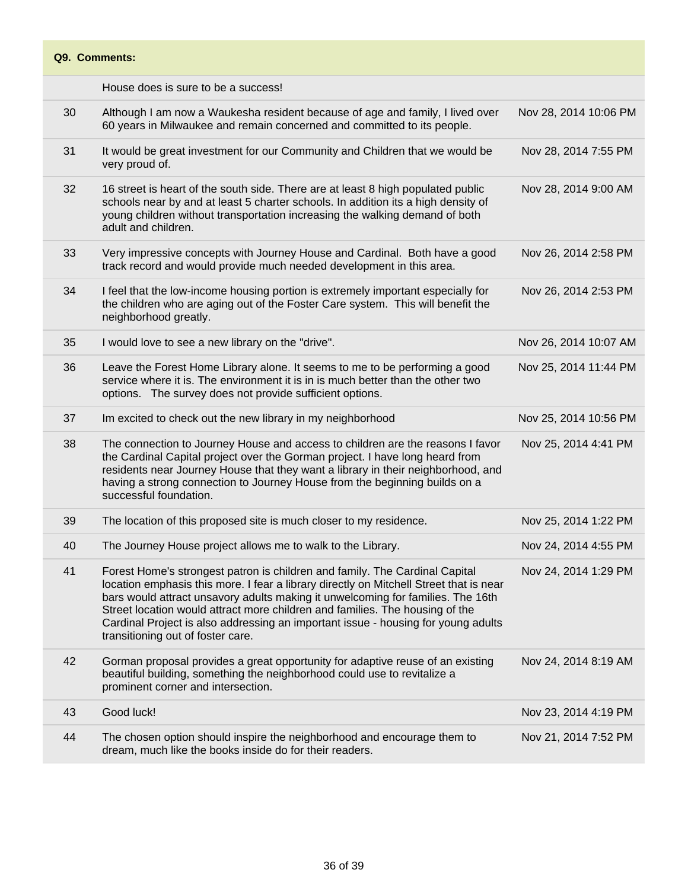**Q9. Comments:**

| | | |
|---|---|---|
| | House does is sure to be a success! | |
| 30 | Although I am now a Waukesha resident because of age and family, I lived over 60 years in Milwaukee and remain concerned and committed to its people. | Nov 28, 2014 10:06 PM |
| 31 | It would be great investment for our Community and Children that we would be very proud of. | Nov 28, 2014 7:55 PM |
| 32 | 16 street is heart of the south side. There are at least 8 high populated public schools near by and at least 5 charter schools. In addition its a high density of young children without transportation increasing the walking demand of both adult and children. | Nov 28, 2014 9:00 AM |
| 33 | Very impressive concepts with Journey House and Cardinal. Both have a good track record and would provide much needed development in this area. | Nov 26, 2014 2:58 PM |
| 34 | I feel that the low-income housing portion is extremely important especially for the children who are aging out of the Foster Care system. This will benefit the neighborhood greatly. | Nov 26, 2014 2:53 PM |
| 35 | I would love to see a new library on the "drive". | Nov 26, 2014 10:07 AM |
| 36 | Leave the Forest Home Library alone. It seems to me to be performing a good service where it is. The environment it is in is much better than the other two options. The survey does not provide sufficient options. | Nov 25, 2014 11:44 PM |
| 37 | Im excited to check out the new library in my neighborhood | Nov 25, 2014 10:56 PM |
| 38 | The connection to Journey House and access to children are the reasons I favor the Cardinal Capital project over the Gorman project. I have long heard from residents near Journey House that they want a library in their neighborhood, and having a strong connection to Journey House from the beginning builds on a successful foundation. | Nov 25, 2014 4:41 PM |
| 39 | The location of this proposed site is much closer to my residence. | Nov 25, 2014 1:22 PM |
| 40 | The Journey House project allows me to walk to the Library. | Nov 24, 2014 4:55 PM |
| 41 | Forest Home's strongest patron is children and family. The Cardinal Capital location emphasis this more. I fear a library directly on Mitchell Street that is near bars would attract unsavory adults making it unwelcoming for families. The 16th Street location would attract more children and families. The housing of the Cardinal Project is also addressing an important issue - housing for young adults transitioning out of foster care. | Nov 24, 2014 1:29 PM |
| 42 | Gorman proposal provides a great opportunity for adaptive reuse of an existing beautiful building, something the neighborhood could use to revitalize a prominent corner and intersection. | Nov 24, 2014 8:19 AM |
| 43 | Good luck! | Nov 23, 2014 4:19 PM |
| 44 | The chosen option should inspire the neighborhood and encourage them to dream, much like the books inside do for their readers. | Nov 21, 2014 7:52 PM |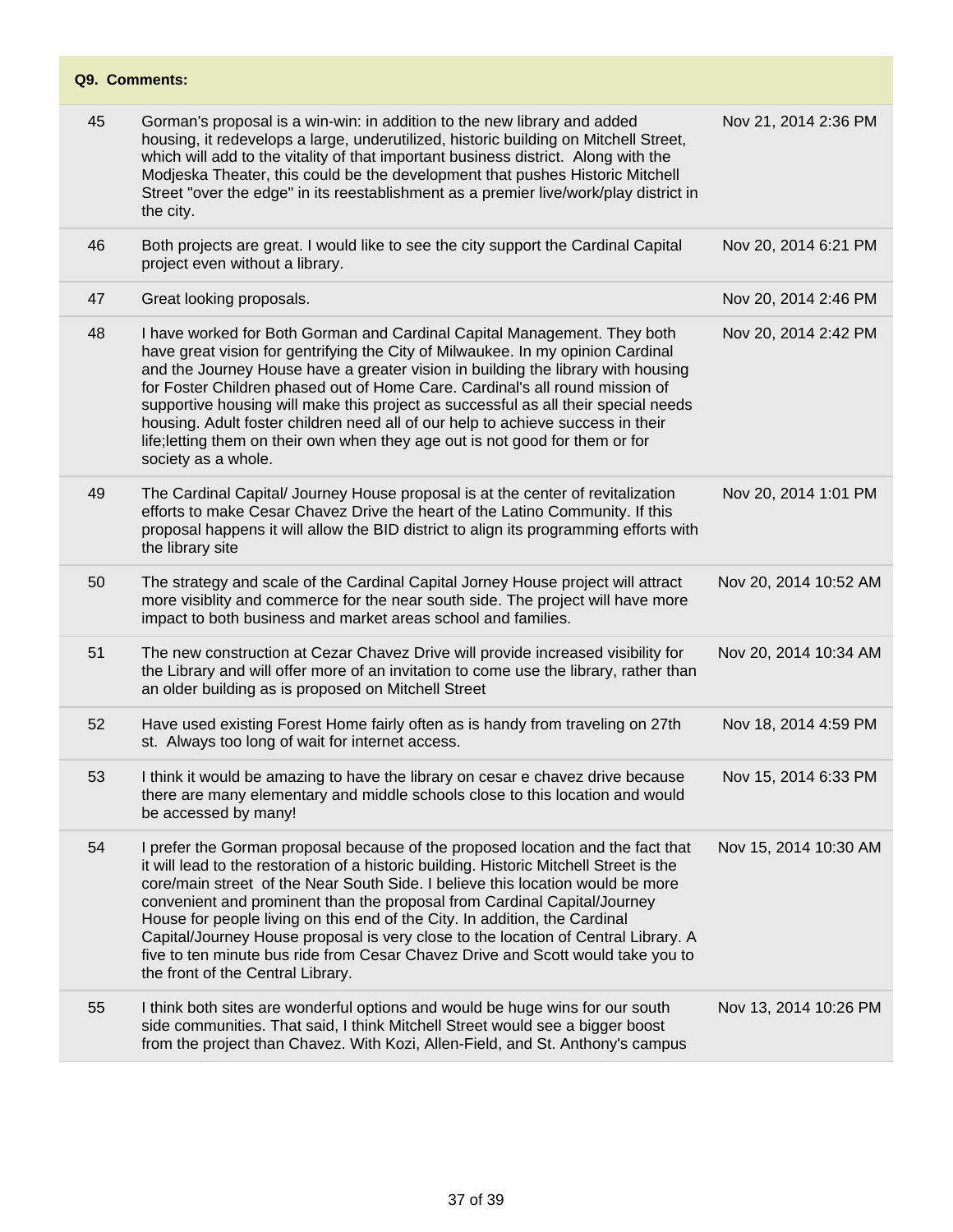**Q9. Comments:**

| # | Comment | Date |
|---|---|---|
| 45 | Gorman's proposal is a win-win: in addition to the new library and added housing, it redevelops a large, underutilized, historic building on Mitchell Street, which will add to the vitality of that important business district. Along with the Modjeska Theater, this could be the development that pushes Historic Mitchell Street "over the edge" in its reestablishment as a premier live/work/play district in the city. | Nov 21, 2014 2:36 PM |
| 46 | Both projects are great. I would like to see the city support the Cardinal Capital project even without a library. | Nov 20, 2014 6:21 PM |
| 47 | Great looking proposals. | Nov 20, 2014 2:46 PM |
| 48 | I have worked for Both Gorman and Cardinal Capital Management. They both have great vision for gentrifying the City of Milwaukee. In my opinion Cardinal and the Journey House have a greater vision in building the library with housing for Foster Children phased out of Home Care. Cardinal's all round mission of supportive housing will make this project as successful as all their special needs housing. Adult foster children need all of our help to achieve success in their life;letting them on their own when they age out is not good for them or for society as a whole. | Nov 20, 2014 2:42 PM |
| 49 | The Cardinal Capital/ Journey House proposal is at the center of revitalization efforts to make Cesar Chavez Drive the heart of the Latino Community. If this proposal happens it will allow the BID district to align its programming efforts with the library site | Nov 20, 2014 1:01 PM |
| 50 | The strategy and scale of the Cardinal Capital Jorney House project will attract more visiblity and commerce for the near south side. The project will have more impact to both business and market areas school and families. | Nov 20, 2014 10:52 AM |
| 51 | The new construction at Cezar Chavez Drive will provide increased visibility for the Library and will offer more of an invitation to come use the library, rather than an older building as is proposed on Mitchell Street | Nov 20, 2014 10:34 AM |
| 52 | Have used existing Forest Home fairly often as is handy from traveling on 27th st. Always too long of wait for internet access. | Nov 18, 2014 4:59 PM |
| 53 | I think it would be amazing to have the library on cesar e chavez drive because there are many elementary and middle schools close to this location and would be accessed by many! | Nov 15, 2014 6:33 PM |
| 54 | I prefer the Gorman proposal because of the proposed location and the fact that it will lead to the restoration of a historic building. Historic Mitchell Street is the core/main street of the Near South Side. I believe this location would be more convenient and prominent than the proposal from Cardinal Capital/Journey House for people living on this end of the City. In addition, the Cardinal Capital/Journey House proposal is very close to the location of Central Library. A five to ten minute bus ride from Cesar Chavez Drive and Scott would take you to the front of the Central Library. | Nov 15, 2014 10:30 AM |
| 55 | I think both sites are wonderful options and would be huge wins for our south side communities. That said, I think Mitchell Street would see a bigger boost from the project than Chavez. With Kozi, Allen-Field, and St. Anthony's campus | Nov 13, 2014 10:26 PM |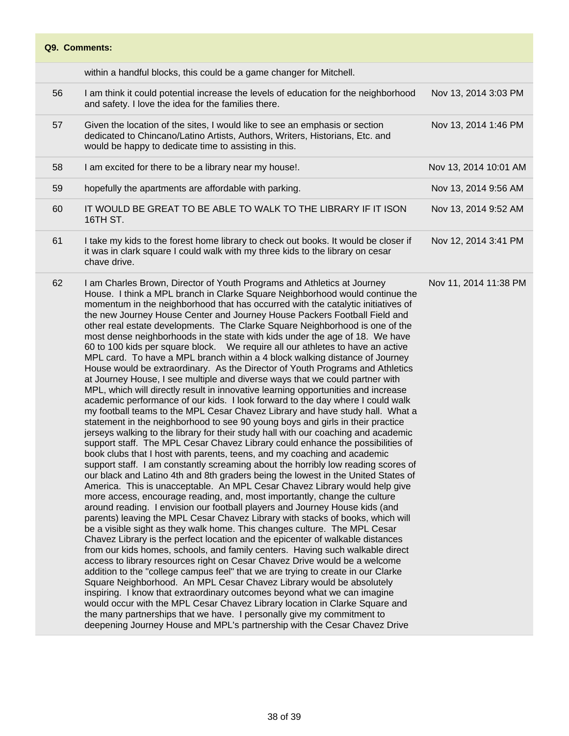**Q9. Comments:**

| | | |
|---|---|---|
| | within a handful blocks, this could be a game changer for Mitchell. | |
| 56 | I am think it could potential increase the levels of education for the neighborhood and safety. I love the idea for the families there. | Nov 13, 2014 3:03 PM |
| 57 | Given the location of the sites, I would like to see an emphasis or section dedicated to Chincano/Latino Artists, Authors, Writers, Historians, Etc. and would be happy to dedicate time to assisting in this. | Nov 13, 2014 1:46 PM |
| 58 | I am excited for there to be a library near my house!. | Nov 13, 2014 10:01 AM |
| 59 | hopefully the apartments are affordable with parking. | Nov 13, 2014 9:56 AM |
| 60 | IT WOULD BE GREAT TO BE ABLE TO WALK TO THE LIBRARY IF IT ISON 16TH ST. | Nov 13, 2014 9:52 AM |
| 61 | I take my kids to the forest home library to check out books. It would be closer if it was in clark square I could walk with my three kids to the library on cesar chave drive. | Nov 12, 2014 3:41 PM |
| 62 | I am Charles Brown, Director of Youth Programs and Athletics at Journey House. I think a MPL branch in Clarke Square Neighborhood would continue the momentum in the neighborhood that has occurred with the catalytic initiatives of the new Journey House Center and Journey House Packers Football Field and other real estate developments. The Clarke Square Neighborhood is one of the most dense neighborhoods in the state with kids under the age of 18. We have 60 to 100 kids per square block. We require all our athletes to have an active MPL card. To have a MPL branch within a 4 block walking distance of Journey House would be extraordinary. As the Director of Youth Programs and Athletics at Journey House, I see multiple and diverse ways that we could partner with MPL, which will directly result in innovative learning opportunities and increase academic performance of our kids. I look forward to the day where I could walk my football teams to the MPL Cesar Chavez Library and have study hall. What a statement in the neighborhood to see 90 young boys and girls in their practice jerseys walking to the library for their study hall with our coaching and academic support staff. The MPL Cesar Chavez Library could enhance the possibilities of book clubs that I host with parents, teens, and my coaching and academic support staff. I am constantly screaming about the horribly low reading scores of our black and Latino 4th and 8th graders being the lowest in the United States of America. This is unacceptable. An MPL Cesar Chavez Library would help give more access, encourage reading, and, most importantly, change the culture around reading. I envision our football players and Journey House kids (and parents) leaving the MPL Cesar Chavez Library with stacks of books, which will be a visible sight as they walk home. This changes culture. The MPL Cesar Chavez Library is the perfect location and the epicenter of walkable distances from our kids homes, schools, and family centers. Having such walkable direct access to library resources right on Cesar Chavez Drive would be a welcome addition to the "college campus feel" that we are trying to create in our Clarke Square Neighborhood. An MPL Cesar Chavez Library would be absolutely inspiring. I know that extraordinary outcomes beyond what we can imagine would occur with the MPL Cesar Chavez Library location in Clarke Square and the many partnerships that we have. I personally give my commitment to deepening Journey House and MPL's partnership with the Cesar Chavez Drive | Nov 11, 2014 11:38 PM |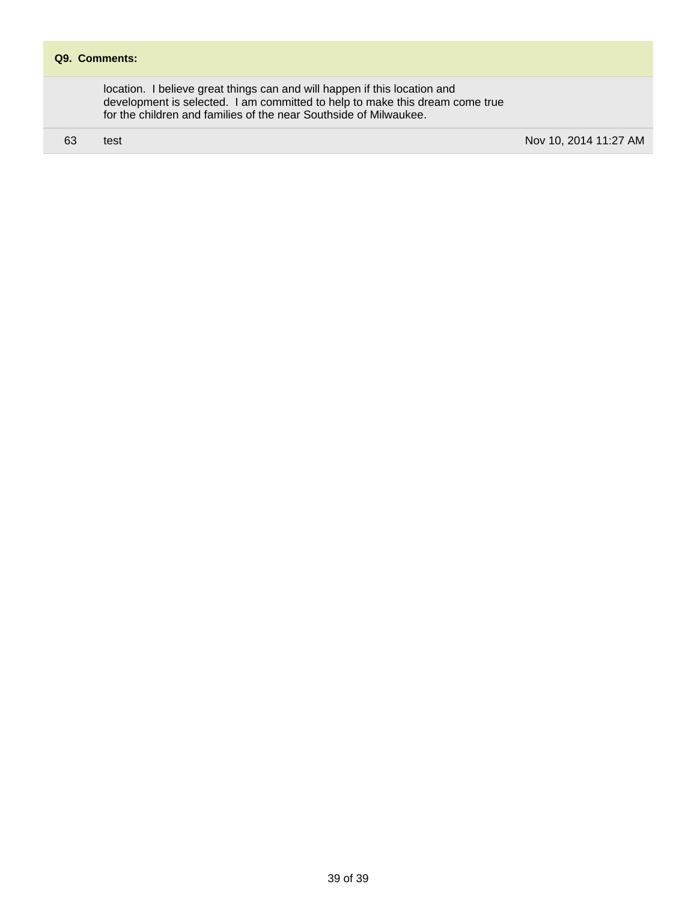**Q9. Comments:**

| | | |
|---|---|---|
| | location. I believe great things can and will happen if this location and development is selected. I am committed to help to make this dream come true for the children and families of the near Southside of Milwaukee. | |
| 63 | test | Nov 10, 2014 11:27 AM |